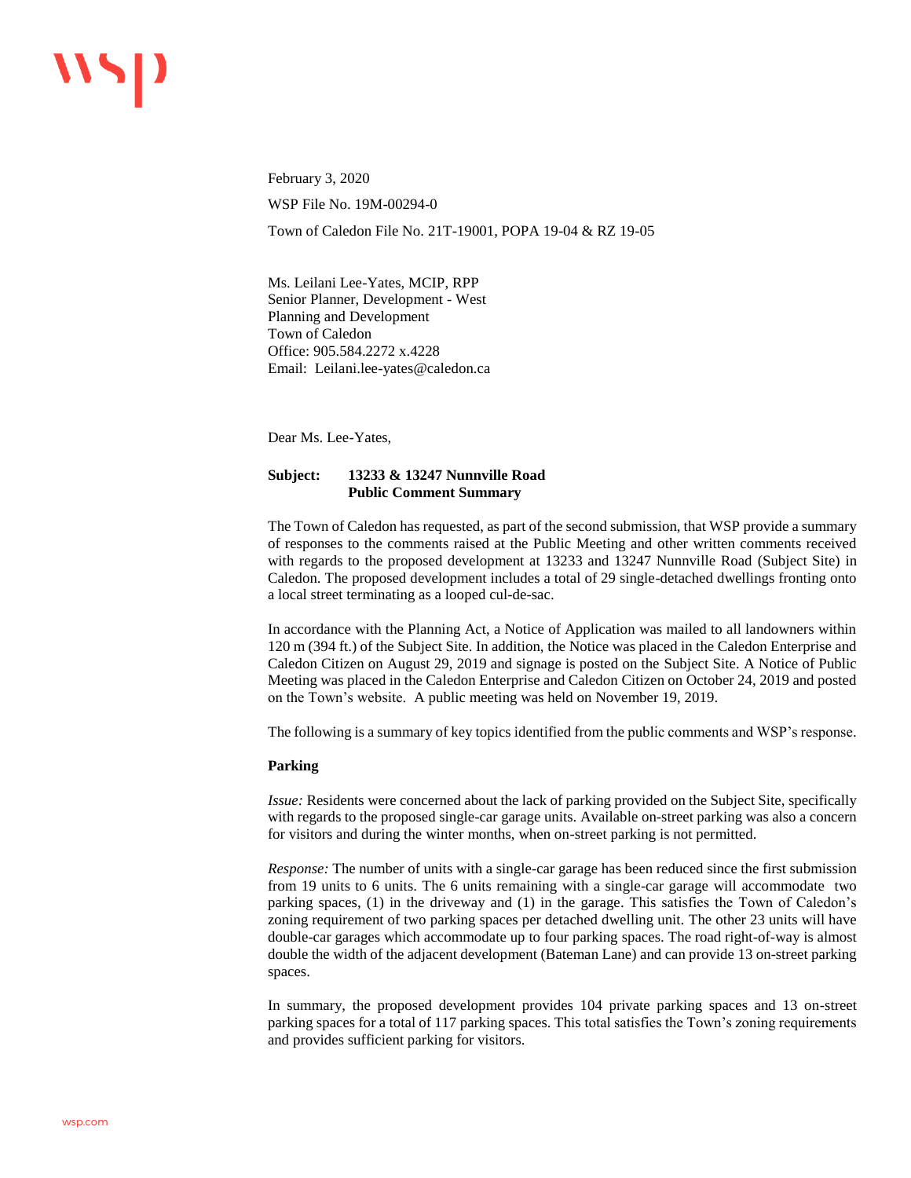February 3, 2020

WSP File No. 19M-00294-0

Town of Caledon File No. 21T-19001, POPA 19-04 & RZ 19-05

Ms. Leilani Lee-Yates, MCIP, RPP
Senior Planner, Development - West
Planning and Development
Town of Caledon
Office: 905.584.2272 x.4228
Email: Leilani.lee-yates@caledon.ca

Dear Ms. Lee-Yates,

**Subject: 13233 & 13247 Nunnville Road**
**Public Comment Summary**

The Town of Caledon has requested, as part of the second submission, that WSP provide a summary of responses to the comments raised at the Public Meeting and other written comments received with regards to the proposed development at 13233 and 13247 Nunnville Road (Subject Site) in Caledon. The proposed development includes a total of 29 single-detached dwellings fronting onto a local street terminating as a looped cul-de-sac.

In accordance with the Planning Act, a Notice of Application was mailed to all landowners within 120 m (394 ft.) of the Subject Site. In addition, the Notice was placed in the Caledon Enterprise and Caledon Citizen on August 29, 2019 and signage is posted on the Subject Site. A Notice of Public Meeting was placed in the Caledon Enterprise and Caledon Citizen on October 24, 2019 and posted on the Town's website. A public meeting was held on November 19, 2019.

The following is a summary of key topics identified from the public comments and WSP's response.

**Parking**

*Issue:* Residents were concerned about the lack of parking provided on the Subject Site, specifically with regards to the proposed single-car garage units. Available on-street parking was also a concern for visitors and during the winter months, when on-street parking is not permitted.

*Response:* The number of units with a single-car garage has been reduced since the first submission from 19 units to 6 units. The 6 units remaining with a single-car garage will accommodate two parking spaces, (1) in the driveway and (1) in the garage. This satisfies the Town of Caledon's zoning requirement of two parking spaces per detached dwelling unit. The other 23 units will have double-car garages which accommodate up to four parking spaces. The road right-of-way is almost double the width of the adjacent development (Bateman Lane) and can provide 13 on-street parking spaces.

In summary, the proposed development provides 104 private parking spaces and 13 on-street parking spaces for a total of 117 parking spaces. This total satisfies the Town's zoning requirements and provides sufficient parking for visitors.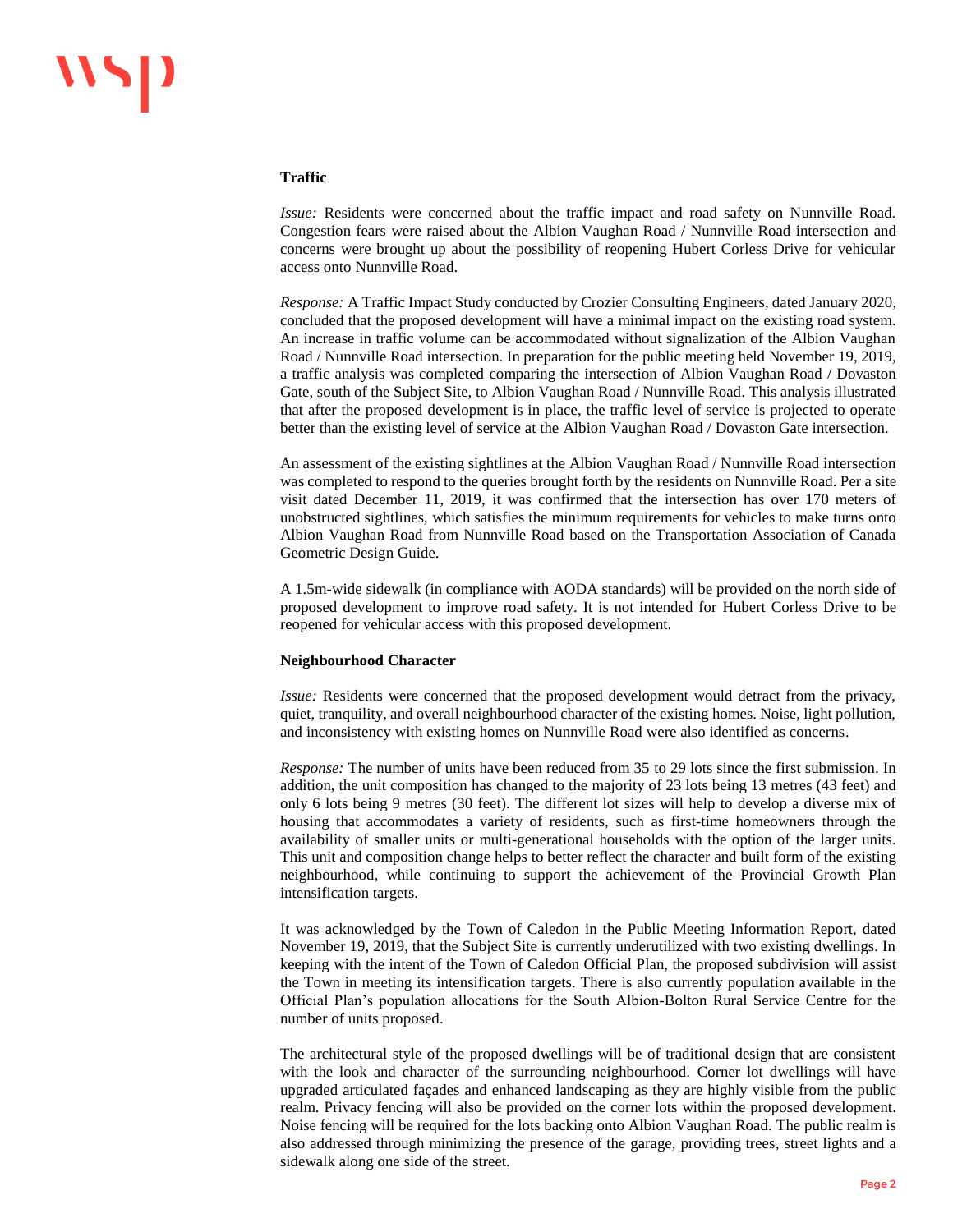**Traffic**

*Issue:* Residents were concerned about the traffic impact and road safety on Nunnville Road. Congestion fears were raised about the Albion Vaughan Road / Nunnville Road intersection and concerns were brought up about the possibility of reopening Hubert Corless Drive for vehicular access onto Nunnville Road.

*Response:* A Traffic Impact Study conducted by Crozier Consulting Engineers, dated January 2020, concluded that the proposed development will have a minimal impact on the existing road system. An increase in traffic volume can be accommodated without signalization of the Albion Vaughan Road / Nunnville Road intersection. In preparation for the public meeting held November 19, 2019, a traffic analysis was completed comparing the intersection of Albion Vaughan Road / Dovaston Gate, south of the Subject Site, to Albion Vaughan Road / Nunnville Road. This analysis illustrated that after the proposed development is in place, the traffic level of service is projected to operate better than the existing level of service at the Albion Vaughan Road / Dovaston Gate intersection.

An assessment of the existing sightlines at the Albion Vaughan Road / Nunnville Road intersection was completed to respond to the queries brought forth by the residents on Nunnville Road. Per a site visit dated December 11, 2019, it was confirmed that the intersection has over 170 meters of unobstructed sightlines, which satisfies the minimum requirements for vehicles to make turns onto Albion Vaughan Road from Nunnville Road based on the Transportation Association of Canada Geometric Design Guide.

A 1.5m-wide sidewalk (in compliance with AODA standards) will be provided on the north side of proposed development to improve road safety. It is not intended for Hubert Corless Drive to be reopened for vehicular access with this proposed development.

**Neighbourhood Character**

*Issue:* Residents were concerned that the proposed development would detract from the privacy, quiet, tranquility, and overall neighbourhood character of the existing homes. Noise, light pollution, and inconsistency with existing homes on Nunnville Road were also identified as concerns.

*Response:* The number of units have been reduced from 35 to 29 lots since the first submission. In addition, the unit composition has changed to the majority of 23 lots being 13 metres (43 feet) and only 6 lots being 9 metres (30 feet). The different lot sizes will help to develop a diverse mix of housing that accommodates a variety of residents, such as first-time homeowners through the availability of smaller units or multi-generational households with the option of the larger units. This unit and composition change helps to better reflect the character and built form of the existing neighbourhood, while continuing to support the achievement of the Provincial Growth Plan intensification targets.

It was acknowledged by the Town of Caledon in the Public Meeting Information Report, dated November 19, 2019, that the Subject Site is currently underutilized with two existing dwellings. In keeping with the intent of the Town of Caledon Official Plan, the proposed subdivision will assist the Town in meeting its intensification targets. There is also currently population available in the Official Plan's population allocations for the South Albion-Bolton Rural Service Centre for the number of units proposed.

The architectural style of the proposed dwellings will be of traditional design that are consistent with the look and character of the surrounding neighbourhood. Corner lot dwellings will have upgraded articulated façades and enhanced landscaping as they are highly visible from the public realm. Privacy fencing will also be provided on the corner lots within the proposed development. Noise fencing will be required for the lots backing onto Albion Vaughan Road. The public realm is also addressed through minimizing the presence of the garage, providing trees, street lights and a sidewalk along one side of the street.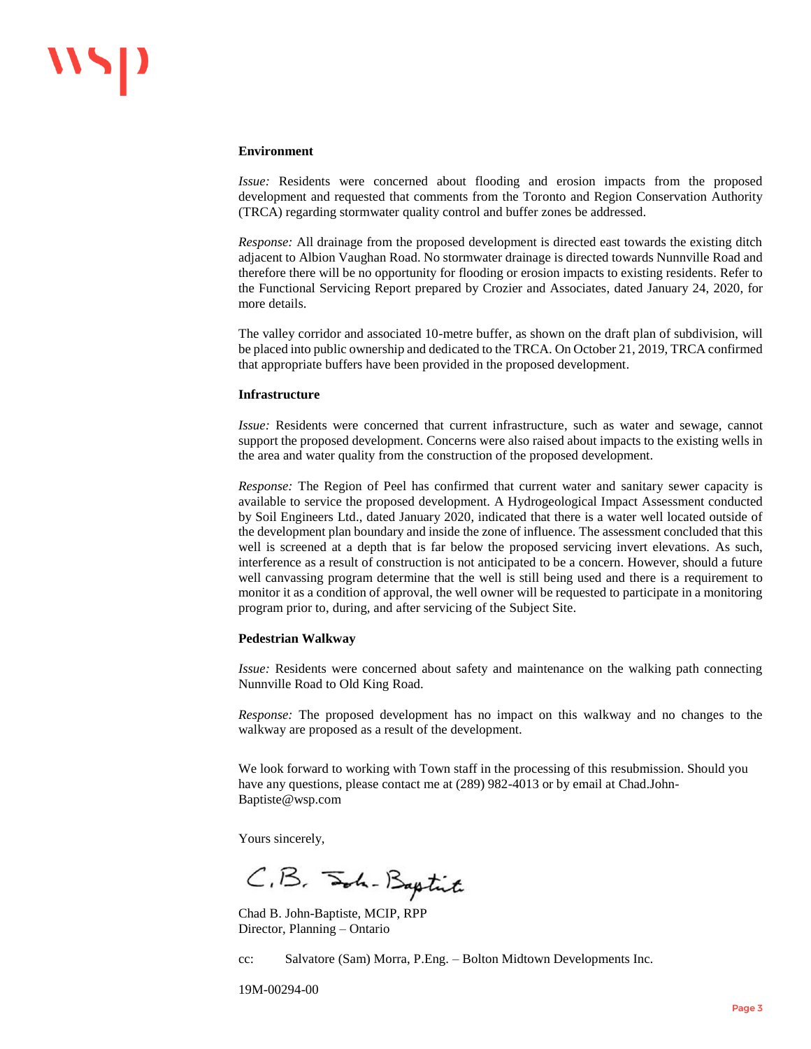**Environment**

*Issue:* Residents were concerned about flooding and erosion impacts from the proposed development and requested that comments from the Toronto and Region Conservation Authority (TRCA) regarding stormwater quality control and buffer zones be addressed.

*Response:* All drainage from the proposed development is directed east towards the existing ditch adjacent to Albion Vaughan Road. No stormwater drainage is directed towards Nunnville Road and therefore there will be no opportunity for flooding or erosion impacts to existing residents. Refer to the Functional Servicing Report prepared by Crozier and Associates, dated January 24, 2020, for more details.

The valley corridor and associated 10-metre buffer, as shown on the draft plan of subdivision, will be placed into public ownership and dedicated to the TRCA. On October 21, 2019, TRCA confirmed that appropriate buffers have been provided in the proposed development.

**Infrastructure**

*Issue:* Residents were concerned that current infrastructure, such as water and sewage, cannot support the proposed development. Concerns were also raised about impacts to the existing wells in the area and water quality from the construction of the proposed development.

*Response:* The Region of Peel has confirmed that current water and sanitary sewer capacity is available to service the proposed development. A Hydrogeological Impact Assessment conducted by Soil Engineers Ltd., dated January 2020, indicated that there is a water well located outside of the development plan boundary and inside the zone of influence. The assessment concluded that this well is screened at a depth that is far below the proposed servicing invert elevations. As such, interference as a result of construction is not anticipated to be a concern. However, should a future well canvassing program determine that the well is still being used and there is a requirement to monitor it as a condition of approval, the well owner will be requested to participate in a monitoring program prior to, during, and after servicing of the Subject Site.

**Pedestrian Walkway**

*Issue:* Residents were concerned about safety and maintenance on the walking path connecting Nunnville Road to Old King Road.

*Response:* The proposed development has no impact on this walkway and no changes to the walkway are proposed as a result of the development.

We look forward to working with Town staff in the processing of this resubmission. Should you have any questions, please contact me at (289) 982-4013 or by email at Chad.John-Baptiste@wsp.com

Yours sincerely,

C.B. John-Baptiste

Chad B. John-Baptiste, MCIP, RPP
Director, Planning – Ontario

cc: Salvatore (Sam) Morra, P.Eng. – Bolton Midtown Developments Inc.

19M-00294-00